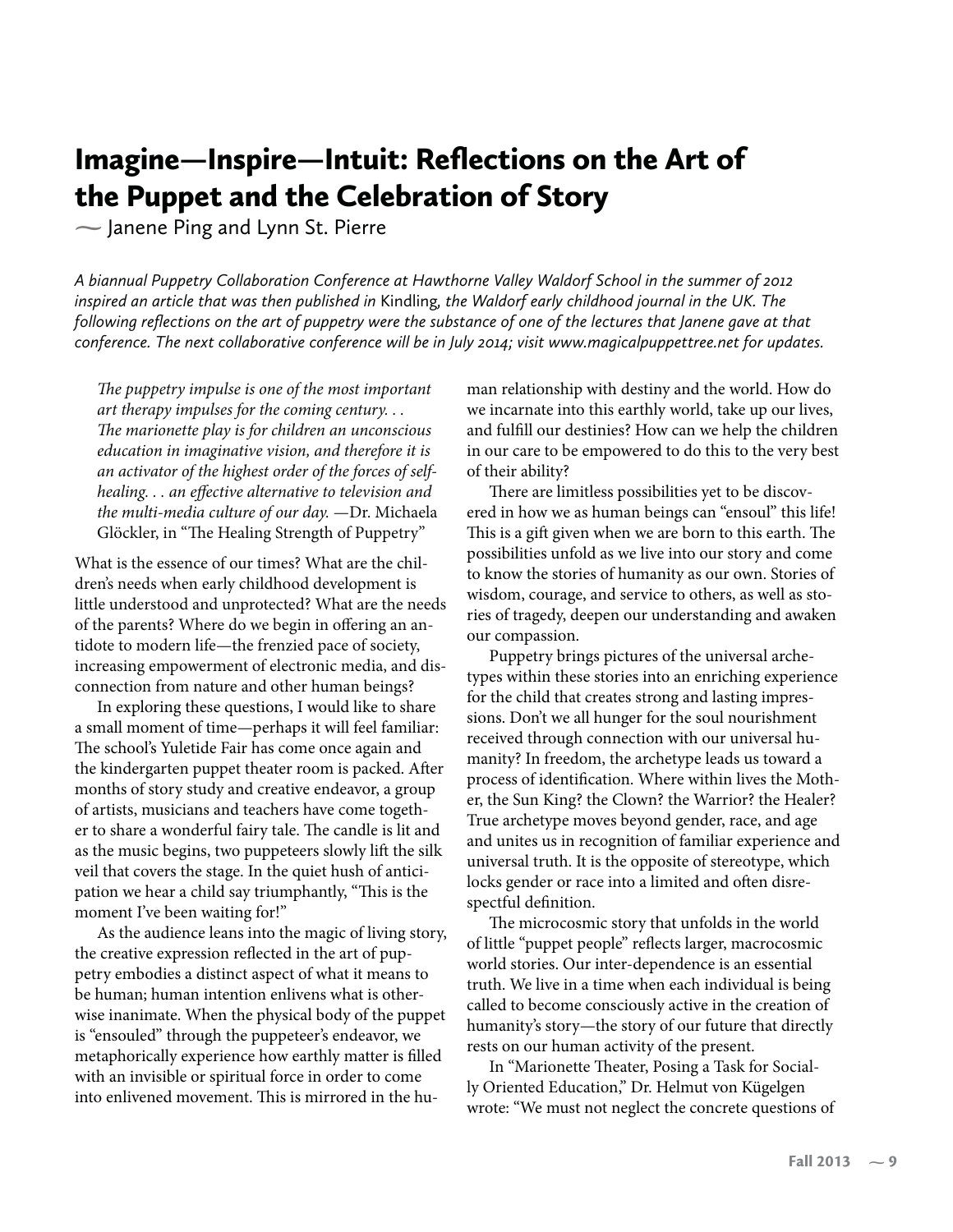# Imagine—Inspire—Intuit: Reflections on the Art of the Puppet and the Celebration of Story

~ Janene Ping and Lynn St. Pierre

*A biannual Puppetry Collaboration Conference at Hawthorne Valley Waldorf School in the summer of 2012 inspired an article that was then published in* Kindling*, the Waldorf early childhood journal in the UK. The following reflections on the art of puppetry were the substance of one of the lectures that Janene gave at that conference. The next collaborative conference will be in July 2014; visit www.magicalpuppettree.net for updates.*

> *The puppetry impulse is one of the most important art therapy impulses for the coming century. . . The marionette play is for children an unconscious education in imaginative vision, and therefore it is an activator of the highest order of the forces of self-healing. . . an effective alternative to television and the multi-media culture of our day.* —Dr. Michaela Glöckler, in "The Healing Strength of Puppetry"

What is the essence of our times? What are the children's needs when early childhood development is little understood and unprotected? What are the needs of the parents? Where do we begin in offering an antidote to modern life—the frenzied pace of society, increasing empowerment of electronic media, and disconnection from nature and other human beings?

In exploring these questions, I would like to share a small moment of time—perhaps it will feel familiar: The school's Yuletide Fair has come once again and the kindergarten puppet theater room is packed. After months of story study and creative endeavor, a group of artists, musicians and teachers have come together to share a wonderful fairy tale. The candle is lit and as the music begins, two puppeteers slowly lift the silk veil that covers the stage. In the quiet hush of anticipation we hear a child say triumphantly, "This is the moment I've been waiting for!"

As the audience leans into the magic of living story, the creative expression reflected in the art of puppetry embodies a distinct aspect of what it means to be human; human intention enlivens what is otherwise inanimate. When the physical body of the puppet is "ensouled" through the puppeteer's endeavor, we metaphorically experience how earthly matter is filled with an invisible or spiritual force in order to come into enlivened movement. This is mirrored in the human relationship with destiny and the world. How do we incarnate into this earthly world, take up our lives, and fulfill our destinies? How can we help the children in our care to be empowered to do this to the very best of their ability?

There are limitless possibilities yet to be discovered in how we as human beings can "ensoul" this life! This is a gift given when we are born to this earth. The possibilities unfold as we live into our story and come to know the stories of humanity as our own. Stories of wisdom, courage, and service to others, as well as stories of tragedy, deepen our understanding and awaken our compassion.

Puppetry brings pictures of the universal archetypes within these stories into an enriching experience for the child that creates strong and lasting impressions. Don't we all hunger for the soul nourishment received through connection with our universal humanity? In freedom, the archetype leads us toward a process of identification. Where within lives the Mother, the Sun King? the Clown? the Warrior? the Healer? True archetype moves beyond gender, race, and age and unites us in recognition of familiar experience and universal truth. It is the opposite of stereotype, which locks gender or race into a limited and often disrespectful definition.

The microcosmic story that unfolds in the world of little "puppet people" reflects larger, macrocosmic world stories. Our inter-dependence is an essential truth. We live in a time when each individual is being called to become consciously active in the creation of humanity's story—the story of our future that directly rests on our human activity of the present.

In "Marionette Theater, Posing a Task for Socially Oriented Education," Dr. Helmut von Kügelgen wrote: "We must not neglect the concrete questions of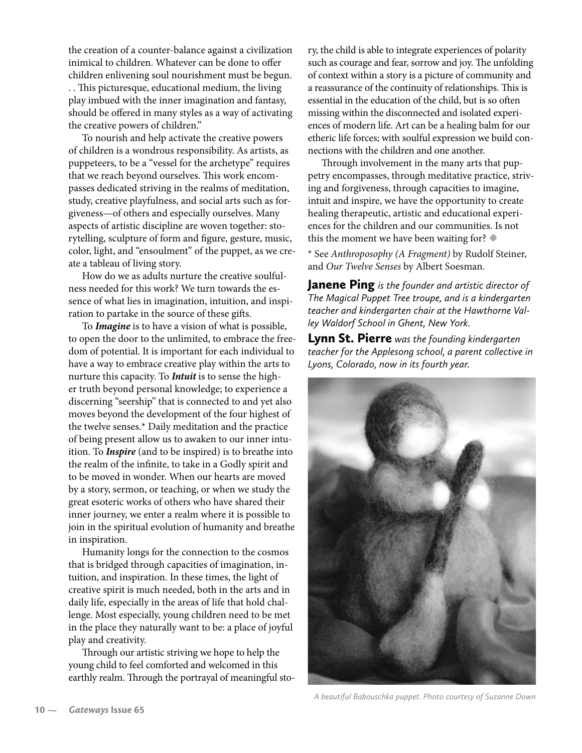the creation of a counter-balance against a civilization inimical to children. Whatever can be done to offer children enlivening soul nourishment must be begun. . . This picturesque, educational medium, the living play imbued with the inner imagination and fantasy, should be offered in many styles as a way of activating the creative powers of children."

To nourish and help activate the creative powers of children is a wondrous responsibility. As artists, as puppeteers, to be a "vessel for the archetype" requires that we reach beyond ourselves. This work encompasses dedicated striving in the realms of meditation, study, creative playfulness, and social arts such as forgiveness—of others and especially ourselves. Many aspects of artistic discipline are woven together: storytelling, sculpture of form and figure, gesture, music, color, light, and "ensoulment" of the puppet, as we create a tableau of living story.

How do we as adults nurture the creative soulfulness needed for this work? We turn towards the essence of what lies in imagination, intuition, and inspiration to partake in the source of these gifts.

To ***Imagine*** is to have a vision of what is possible, to open the door to the unlimited, to embrace the freedom of potential. It is important for each individual to have a way to embrace creative play within the arts to nurture this capacity. To ***Intuit*** is to sense the higher truth beyond personal knowledge; to experience a discerning "seership" that is connected to and yet also moves beyond the development of the four highest of the twelve senses.* Daily meditation and the practice of being present allow us to awaken to our inner intuition. To ***Inspire*** (and to be inspired) is to breathe into the realm of the infinite, to take in a Godly spirit and to be moved in wonder. When our hearts are moved by a story, sermon, or teaching, or when we study the great esoteric works of others who have shared their inner journey, we enter a realm where it is possible to join in the spiritual evolution of humanity and breathe in inspiration.

Humanity longs for the connection to the cosmos that is bridged through capacities of imagination, intuition, and inspiration. In these times, the light of creative spirit is much needed, both in the arts and in daily life, especially in the areas of life that hold challenge. Most especially, young children need to be met in the place they naturally want to be: a place of joyful play and creativity.

Through our artistic striving we hope to help the young child to feel comforted and welcomed in this earthly realm. Through the portrayal of meaningful story, the child is able to integrate experiences of polarity such as courage and fear, sorrow and joy. The unfolding of context within a story is a picture of community and a reassurance of the continuity of relationships. This is essential in the education of the child, but is so often missing within the disconnected and isolated experiences of modern life. Art can be a healing balm for our etheric life forces; with soulful expression we build connections with the children and one another.

Through involvement in the many arts that puppetry encompasses, through meditative practice, striving and forgiveness, through capacities to imagine, intuit and inspire, we have the opportunity to create healing therapeutic, artistic and educational experiences for the children and our communities. Is not this the moment we have been waiting for? ◆

* See *Anthroposophy (A Fragment)* by Rudolf Steiner, and *Our Twelve Senses* by Albert Soesman.

**Janene Ping** *is the founder and artistic director of The Magical Puppet Tree troupe, and is a kindergarten teacher and kindergarten chair at the Hawthorne Valley Waldorf School in Ghent, New York.*

**Lynn St. Pierre** *was the founding kindergarten teacher for the Applesong school, a parent collective in Lyons, Colorado, now in its fourth year.*

*A beautiful Babouschka puppet. Photo courtesy of Suzanne Down*